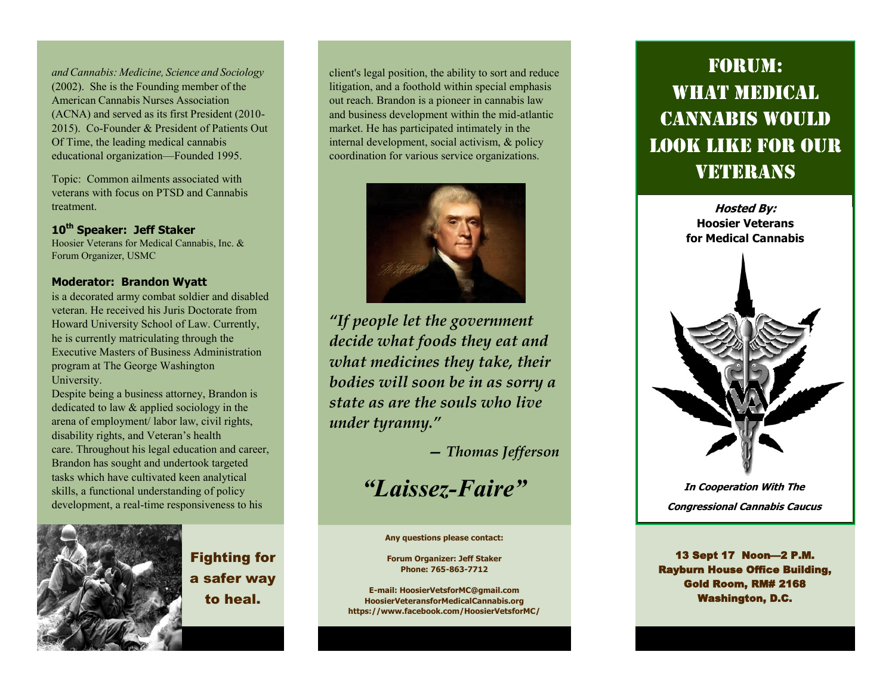*and Cannabis: Medicine, Science and Sociology* (2002). She is the Founding member of the American Cannabis Nurses Association (ACNA) and served as its first President (2010-2015). Co-Founder & President of Patients Out Of Time, the leading medical cannabis educational organization—Founded 1995.

Topic: Common ailments associated with veterans with focus on PTSD and Cannabis treatment.

**10th Speaker: Jeff Staker**

Hoosier Veterans for Medical Cannabis, Inc. & Forum Organizer, USMC

**Moderator: Brandon Wyatt**

is a decorated army combat soldier and disabled veteran. He received his Juris Doctorate from Howard University School of Law. Currently, he is currently matriculating through the Executive Masters of Business Administration program at The George Washington University.

Despite being a business attorney, Brandon is dedicated to law & applied sociology in the arena of employment/ labor law, civil rights, disability rights, and Veteran's health care. Throughout his legal education and career, Brandon has sought and undertook targeted tasks which have cultivated keen analytical skills, a functional understanding of policy development, a real-time responsiveness to his client's legal position, the ability to sort and reduce litigation, and a foothold within special emphasis out reach. Brandon is a pioneer in cannabis law and business development within the mid-atlantic market. He has participated intimately in the internal development, social activism, & policy coordination for various service organizations.

**Fighting for a safer way to heal.**

***"If people let the government decide what foods they eat and what medicines they take, their bodies will soon be in as sorry a state as are the souls who live under tyranny."***

***— Thomas Jefferson***

***"Laissez-Faire"***

**Any questions please contact:**

**Forum Organizer: Jeff Staker**
**Phone: 765-863-7712**

**E-mail: HoosierVetsforMC@gmail.com**
**HoosierVeteransforMedicalCannabis.org**
**https://www.facebook.com/HoosierVetsforMC/**

# FORUM: WHAT MEDICAL CANNABIS WOULD LOOK LIKE FOR OUR VETERANS

***Hosted By:***
**Hoosier Veterans for Medical Cannabis**

***In Cooperation With The Congressional Cannabis Caucus***

**13 Sept 17 Noon—2 P.M.**
**Rayburn House Office Building,**
**Gold Room, RM# 2168**
**Washington, D.C.**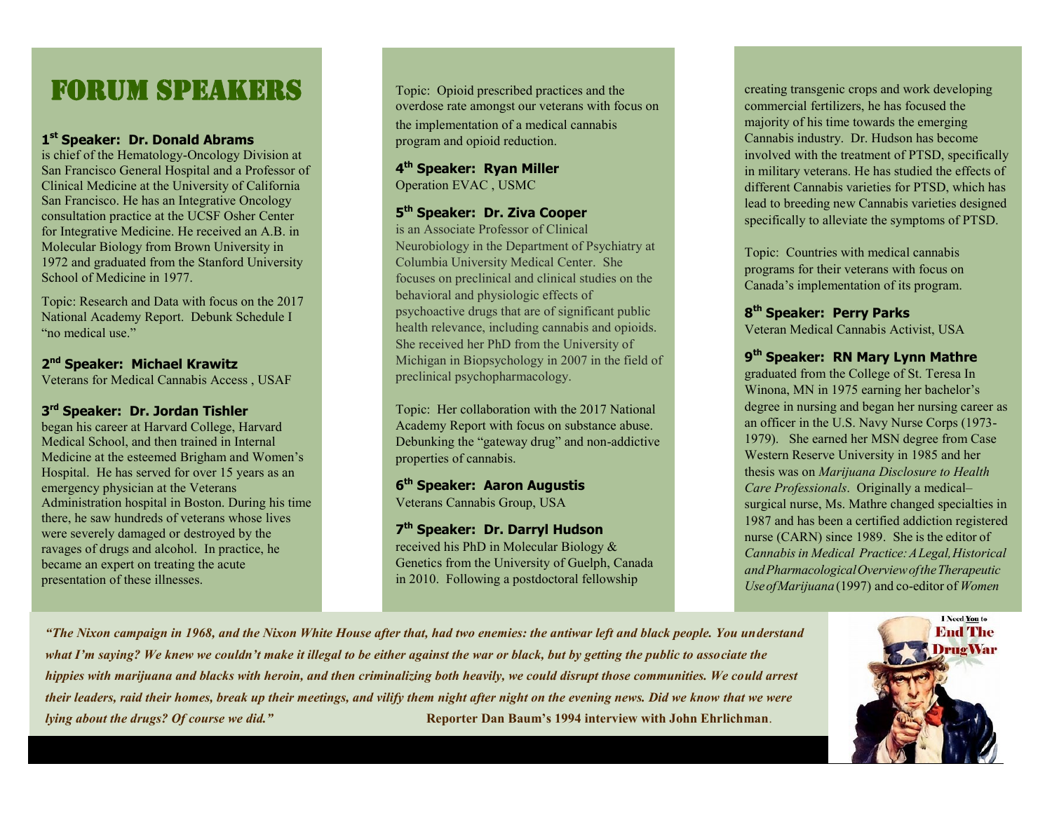# FORUM SPEAKERS

**1st Speaker: Dr. Donald Abrams**
is chief of the Hematology-Oncology Division at San Francisco General Hospital and a Professor of Clinical Medicine at the University of California San Francisco. He has an Integrative Oncology consultation practice at the UCSF Osher Center for Integrative Medicine. He received an A.B. in Molecular Biology from Brown University in 1972 and graduated from the Stanford University School of Medicine in 1977.

Topic: Research and Data with focus on the 2017 National Academy Report. Debunk Schedule I "no medical use."

**2nd Speaker: Michael Krawitz**
Veterans for Medical Cannabis Access , USAF

**3rd Speaker: Dr. Jordan Tishler**
began his career at Harvard College, Harvard Medical School, and then trained in Internal Medicine at the esteemed Brigham and Women's Hospital. He has served for over 15 years as an emergency physician at the Veterans Administration hospital in Boston. During his time there, he saw hundreds of veterans whose lives were severely damaged or destroyed by the ravages of drugs and alcohol. In practice, he became an expert on treating the acute presentation of these illnesses.

Topic: Opioid prescribed practices and the overdose rate amongst our veterans with focus on the implementation of a medical cannabis program and opioid reduction.

**4th Speaker: Ryan Miller**
Operation EVAC , USMC

**5th Speaker: Dr. Ziva Cooper**
is an Associate Professor of Clinical Neurobiology in the Department of Psychiatry at Columbia University Medical Center. She focuses on preclinical and clinical studies on the behavioral and physiologic effects of psychoactive drugs that are of significant public health relevance, including cannabis and opioids. She received her PhD from the University of Michigan in Biopsychology in 2007 in the field of preclinical psychopharmacology.

Topic: Her collaboration with the 2017 National Academy Report with focus on substance abuse. Debunking the "gateway drug" and non-addictive properties of cannabis.

**6th Speaker: Aaron Augustis**
Veterans Cannabis Group, USA

**7th Speaker: Dr. Darryl Hudson**
received his PhD in Molecular Biology & Genetics from the University of Guelph, Canada in 2010. Following a postdoctoral fellowship creating transgenic crops and work developing commercial fertilizers, he has focused the majority of his time towards the emerging Cannabis industry. Dr. Hudson has become involved with the treatment of PTSD, specifically in military veterans. He has studied the effects of different Cannabis varieties for PTSD, which has lead to breeding new Cannabis varieties designed specifically to alleviate the symptoms of PTSD.

Topic: Countries with medical cannabis programs for their veterans with focus on Canada's implementation of its program.

**8th Speaker: Perry Parks**
Veteran Medical Cannabis Activist, USA

**9th Speaker: RN Mary Lynn Mathre**
graduated from the College of St. Teresa In Winona, MN in 1975 earning her bachelor's degree in nursing and began her nursing career as an officer in the U.S. Navy Nurse Corps (1973-1979). She earned her MSN degree from Case Western Reserve University in 1985 and her thesis was on *Marijuana Disclosure to Health Care Professionals*. Originally a medical–surgical nurse, Ms. Mathre changed specialties in 1987 and has been a certified addiction registered nurse (CARN) since 1989. She is the editor of *Cannabis in Medical Practice: A Legal, Historical and Pharmacological Overview of the Therapeutic Use of Marijuana* (1997) and co-editor of *Women*

***"The Nixon campaign in 1968, and the Nixon White House after that, had two enemies: the antiwar left and black people. You understand what I'm saying? We knew we couldn't make it illegal to be either against the war or black, but by getting the public to associate the hippies with marijuana and blacks with heroin, and then criminalizing both heavily, we could disrupt those communities. We could arrest their leaders, raid their homes, break up their meetings, and vilify them night after night on the evening news. Did we know that we were lying about the drugs? Of course we did."*** **Reporter Dan Baum's 1994 interview with John Ehrlichman**.

I Need You to End The Drug War